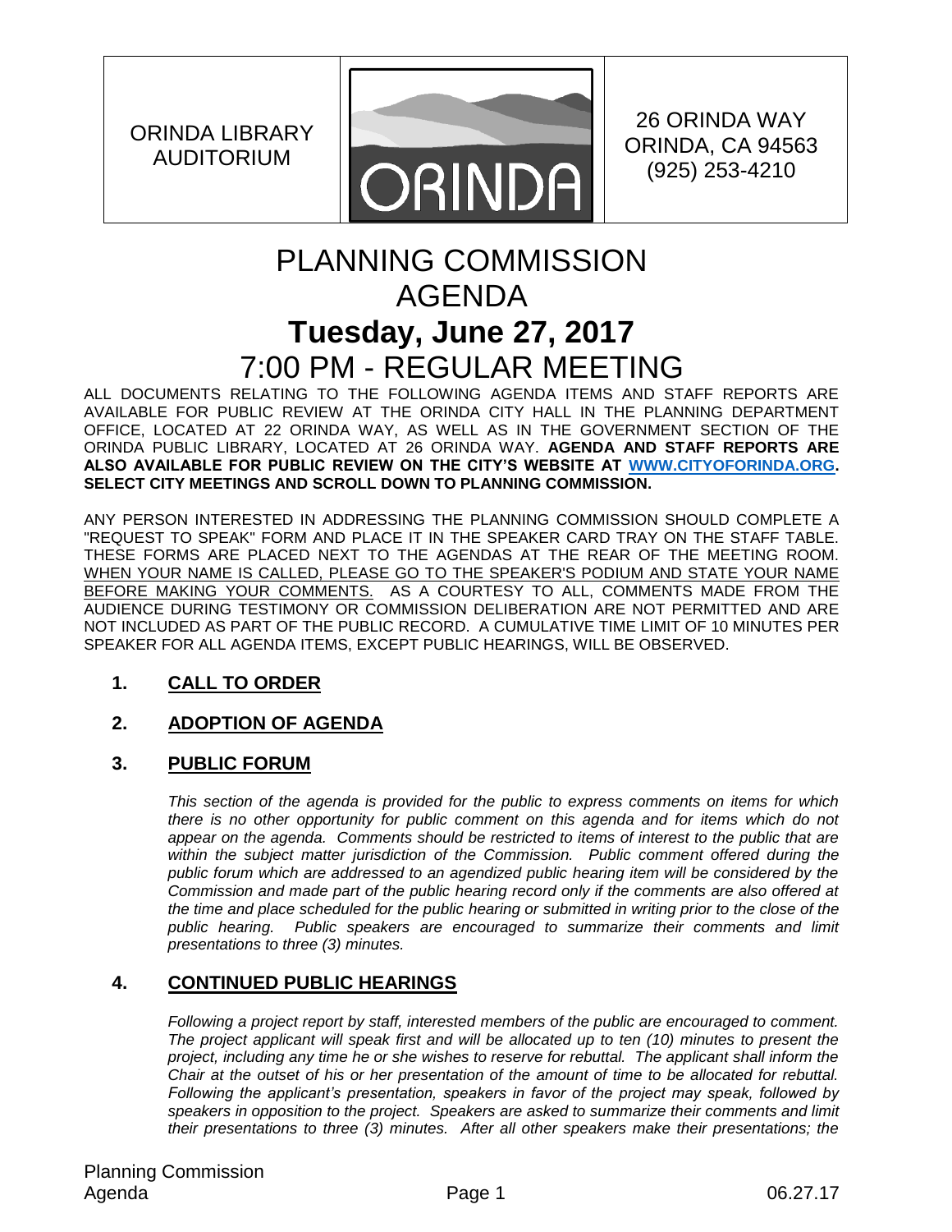| ORINDA LIBRARY AUDITORIUM | ORINDA | 26 ORINDA WAY ORINDA, CA 94563 (925) 253-4210 |
| --- | --- | --- |

# PLANNING COMMISSION AGENDA

# Tuesday, June 27, 2017

# 7:00 PM - REGULAR MEETING

ALL DOCUMENTS RELATING TO THE FOLLOWING AGENDA ITEMS AND STAFF REPORTS ARE AVAILABLE FOR PUBLIC REVIEW AT THE ORINDA CITY HALL IN THE PLANNING DEPARTMENT OFFICE, LOCATED AT 22 ORINDA WAY, AS WELL AS IN THE GOVERNMENT SECTION OF THE ORINDA PUBLIC LIBRARY, LOCATED AT 26 ORINDA WAY. **AGENDA AND STAFF REPORTS ARE ALSO AVAILABLE FOR PUBLIC REVIEW ON THE CITY'S WEBSITE AT [WWW.CITYOFORINDA.ORG](http://www.cityoforinda.org). SELECT CITY MEETINGS AND SCROLL DOWN TO PLANNING COMMISSION.**

ANY PERSON INTERESTED IN ADDRESSING THE PLANNING COMMISSION SHOULD COMPLETE A "REQUEST TO SPEAK" FORM AND PLACE IT IN THE SPEAKER CARD TRAY ON THE STAFF TABLE. THESE FORMS ARE PLACED NEXT TO THE AGENDAS AT THE REAR OF THE MEETING ROOM. WHEN YOUR NAME IS CALLED, PLEASE GO TO THE SPEAKER'S PODIUM AND STATE YOUR NAME BEFORE MAKING YOUR COMMENTS. AS A COURTESY TO ALL, COMMENTS MADE FROM THE AUDIENCE DURING TESTIMONY OR COMMISSION DELIBERATION ARE NOT PERMITTED AND ARE NOT INCLUDED AS PART OF THE PUBLIC RECORD. A CUMULATIVE TIME LIMIT OF 10 MINUTES PER SPEAKER FOR ALL AGENDA ITEMS, EXCEPT PUBLIC HEARINGS, WILL BE OBSERVED.

## 1. CALL TO ORDER

## 2. ADOPTION OF AGENDA

## 3. PUBLIC FORUM

*This section of the agenda is provided for the public to express comments on items for which there is no other opportunity for public comment on this agenda and for items which do not appear on the agenda. Comments should be restricted to items of interest to the public that are within the subject matter jurisdiction of the Commission. Public comment offered during the public forum which are addressed to an agendized public hearing item will be considered by the Commission and made part of the public hearing record only if the comments are also offered at the time and place scheduled for the public hearing or submitted in writing prior to the close of the public hearing. Public speakers are encouraged to summarize their comments and limit presentations to three (3) minutes.*

## 4. CONTINUED PUBLIC HEARINGS

*Following a project report by staff, interested members of the public are encouraged to comment. The project applicant will speak first and will be allocated up to ten (10) minutes to present the project, including any time he or she wishes to reserve for rebuttal. The applicant shall inform the Chair at the outset of his or her presentation of the amount of time to be allocated for rebuttal. Following the applicant's presentation, speakers in favor of the project may speak, followed by speakers in opposition to the project. Speakers are asked to summarize their comments and limit their presentations to three (3) minutes. After all other speakers make their presentations; the*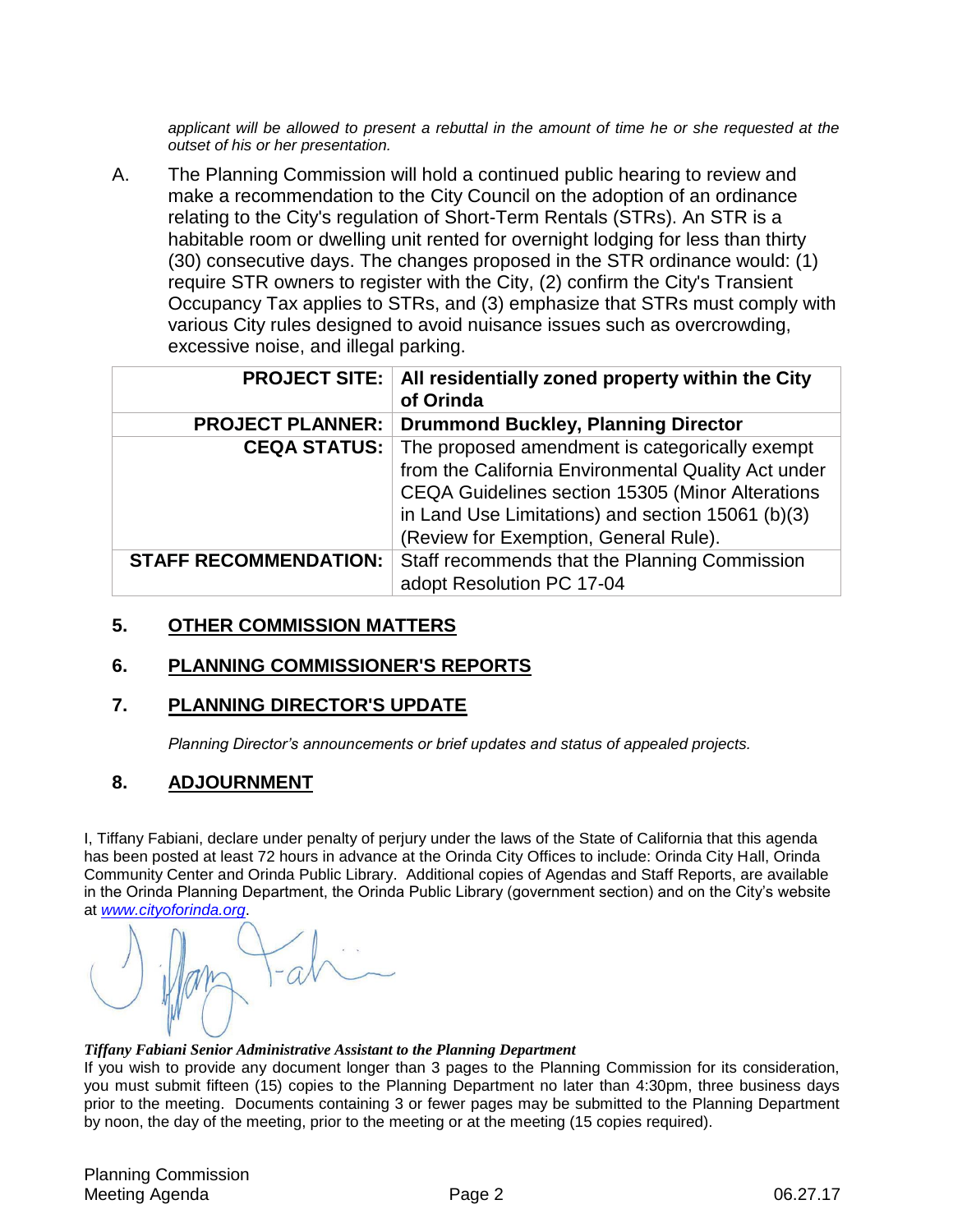*applicant will be allowed to present a rebuttal in the amount of time he or she requested at the outset of his or her presentation.*

A. The Planning Commission will hold a continued public hearing to review and make a recommendation to the City Council on the adoption of an ordinance relating to the City's regulation of Short-Term Rentals (STRs). An STR is a habitable room or dwelling unit rented for overnight lodging for less than thirty (30) consecutive days. The changes proposed in the STR ordinance would: (1) require STR owners to register with the City, (2) confirm the City's Transient Occupancy Tax applies to STRs, and (3) emphasize that STRs must comply with various City rules designed to avoid nuisance issues such as overcrowding, excessive noise, and illegal parking.

| | |
|---|---|
| **PROJECT SITE:** | **All residentially zoned property within the City of Orinda** |
| **PROJECT PLANNER:** | **Drummond Buckley, Planning Director** |
| **CEQA STATUS:** | The proposed amendment is categorically exempt from the California Environmental Quality Act under CEQA Guidelines section 15305 (Minor Alterations in Land Use Limitations) and section 15061 (b)(3) (Review for Exemption, General Rule). |
| **STAFF RECOMMENDATION:** | Staff recommends that the Planning Commission adopt Resolution PC 17-04 |

## 5. OTHER COMMISSION MATTERS

## 6. PLANNING COMMISSIONER'S REPORTS

## 7. PLANNING DIRECTOR'S UPDATE

*Planning Director's announcements or brief updates and status of appealed projects.*

## 8. ADJOURNMENT

I, Tiffany Fabiani, declare under penalty of perjury under the laws of the State of California that this agenda has been posted at least 72 hours in advance at the Orinda City Offices to include: Orinda City Hall, Orinda Community Center and Orinda Public Library. Additional copies of Agendas and Staff Reports, are available in the Orinda Planning Department, the Orinda Public Library (government section) and on the City's website at *www.cityoforinda.org*.

***Tiffany Fabiani Senior Administrative Assistant to the Planning Department***

If you wish to provide any document longer than 3 pages to the Planning Commission for its consideration, you must submit fifteen (15) copies to the Planning Department no later than 4:30pm, three business days prior to the meeting. Documents containing 3 or fewer pages may be submitted to the Planning Department by noon, the day of the meeting, prior to the meeting or at the meeting (15 copies required).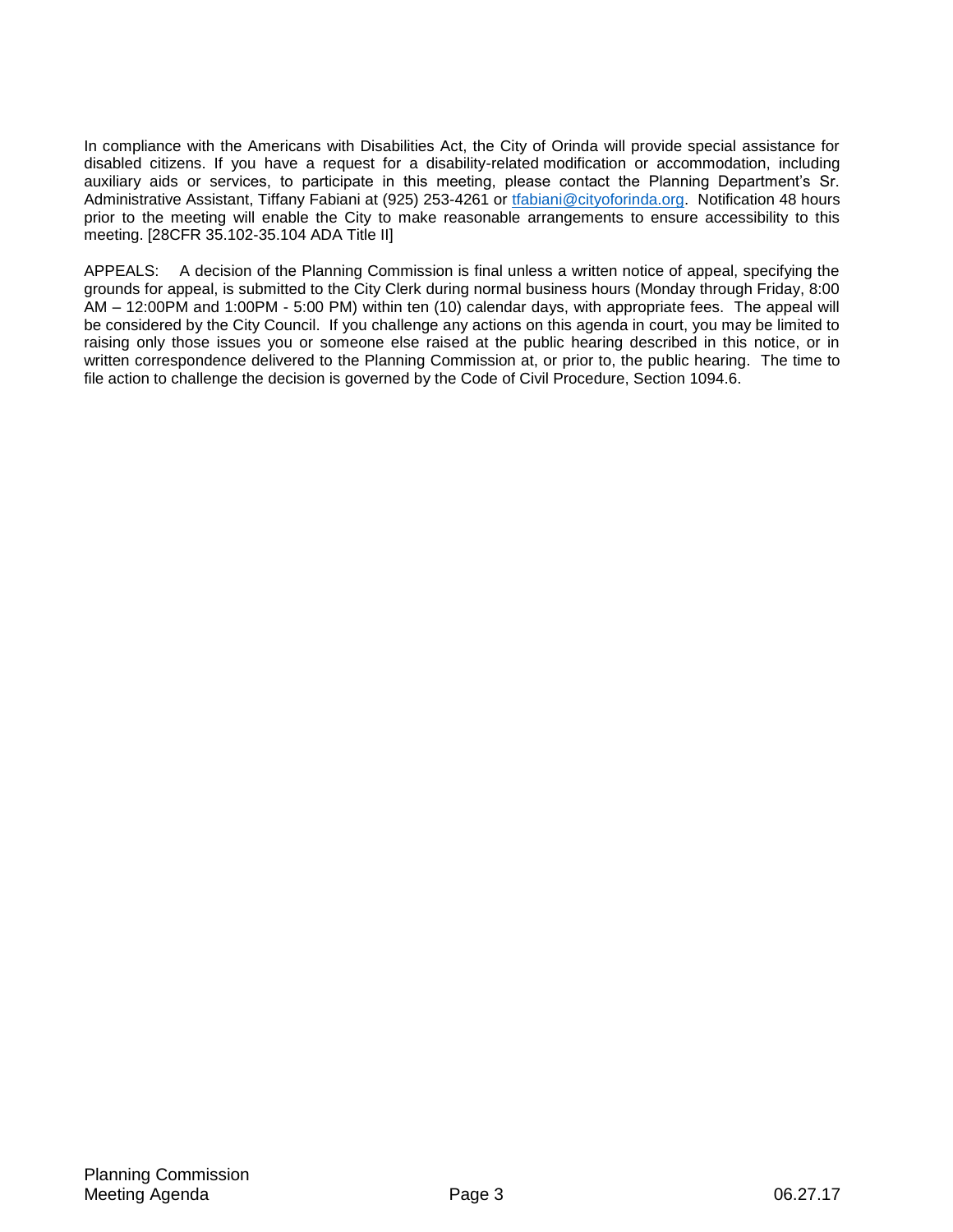In compliance with the Americans with Disabilities Act, the City of Orinda will provide special assistance for disabled citizens. If you have a request for a disability-related modification or accommodation, including auxiliary aids or services, to participate in this meeting, please contact the Planning Department's Sr. Administrative Assistant, Tiffany Fabiani at (925) 253-4261 or tfabiani@cityoforinda.org. Notification 48 hours prior to the meeting will enable the City to make reasonable arrangements to ensure accessibility to this meeting. [28CFR 35.102-35.104 ADA Title II]

APPEALS: A decision of the Planning Commission is final unless a written notice of appeal, specifying the grounds for appeal, is submitted to the City Clerk during normal business hours (Monday through Friday, 8:00 AM – 12:00PM and 1:00PM - 5:00 PM) within ten (10) calendar days, with appropriate fees. The appeal will be considered by the City Council. If you challenge any actions on this agenda in court, you may be limited to raising only those issues you or someone else raised at the public hearing described in this notice, or in written correspondence delivered to the Planning Commission at, or prior to, the public hearing. The time to file action to challenge the decision is governed by the Code of Civil Procedure, Section 1094.6.